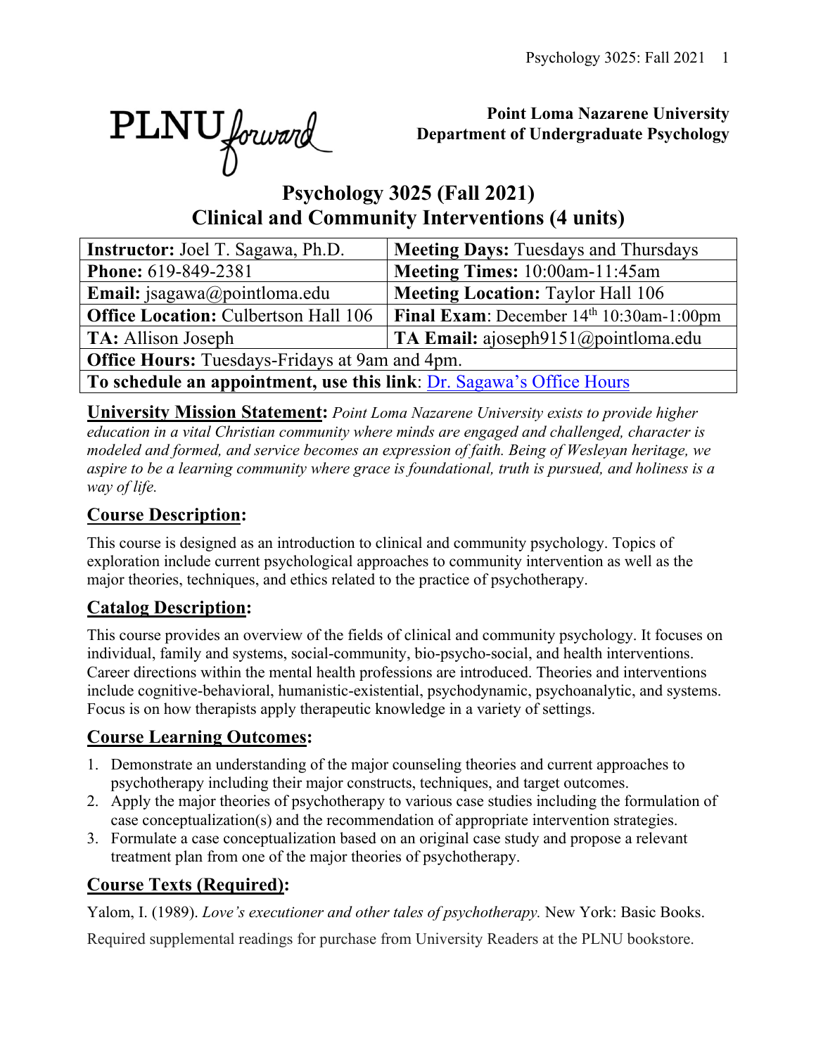PLNU forward

**Point Loma Nazarene University**
**Department of Undergraduate Psychology**

# Psychology 3025 (Fall 2021)
# Clinical and Community Interventions (4 units)

| **Instructor:** Joel T. Sagawa, Ph.D. | **Meeting Days:** Tuesdays and Thursdays |
|---|---|
| **Phone:** 619-849-2381 | **Meeting Times:** 10:00am-11:45am |
| **Email:** jsagawa@pointloma.edu | **Meeting Location:** Taylor Hall 106 |
| **Office Location:** Culbertson Hall 106 | **Final Exam**: December 14th 10:30am-1:00pm |
| **TA:** Allison Joseph | **TA Email:** ajoseph9151@pointloma.edu |
| **Office Hours:** Tuesdays-Fridays at 9am and 4pm. | |
| **To schedule an appointment, use this link**: Dr. Sagawa's Office Hours | |

**University Mission Statement:** *Point Loma Nazarene University exists to provide higher education in a vital Christian community where minds are engaged and challenged, character is modeled and formed, and service becomes an expression of faith. Being of Wesleyan heritage, we aspire to be a learning community where grace is foundational, truth is pursued, and holiness is a way of life.*

## Course Description:

This course is designed as an introduction to clinical and community psychology. Topics of exploration include current psychological approaches to community intervention as well as the major theories, techniques, and ethics related to the practice of psychotherapy.

## Catalog Description:

This course provides an overview of the fields of clinical and community psychology. It focuses on individual, family and systems, social-community, bio-psycho-social, and health interventions. Career directions within the mental health professions are introduced. Theories and interventions include cognitive-behavioral, humanistic-existential, psychodynamic, psychoanalytic, and systems. Focus is on how therapists apply therapeutic knowledge in a variety of settings.

## Course Learning Outcomes:

1. Demonstrate an understanding of the major counseling theories and current approaches to psychotherapy including their major constructs, techniques, and target outcomes.
2. Apply the major theories of psychotherapy to various case studies including the formulation of case conceptualization(s) and the recommendation of appropriate intervention strategies.
3. Formulate a case conceptualization based on an original case study and propose a relevant treatment plan from one of the major theories of psychotherapy.

## Course Texts (Required):

Yalom, I. (1989). *Love's executioner and other tales of psychotherapy.* New York: Basic Books.

Required supplemental readings for purchase from University Readers at the PLNU bookstore.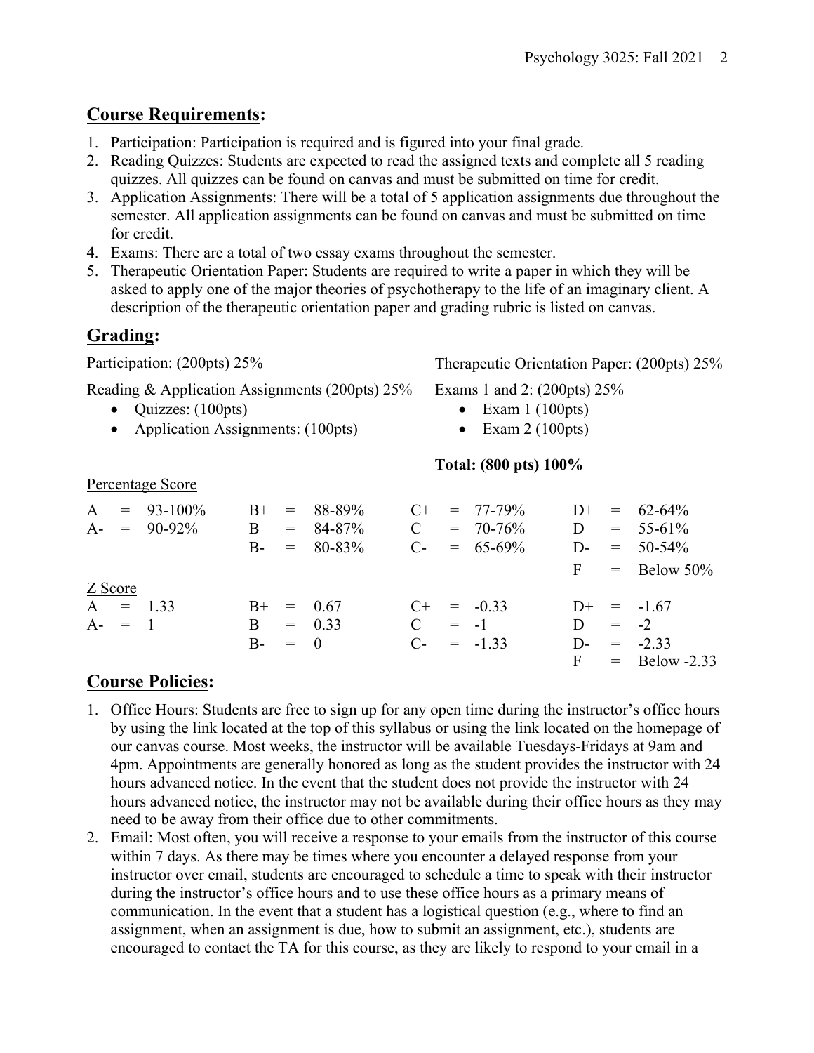## **Course Requirements:**

1. Participation: Participation is required and is figured into your final grade.
2. Reading Quizzes: Students are expected to read the assigned texts and complete all 5 reading quizzes. All quizzes can be found on canvas and must be submitted on time for credit.
3. Application Assignments: There will be a total of 5 application assignments due throughout the semester. All application assignments can be found on canvas and must be submitted on time for credit.
4. Exams: There are a total of two essay exams throughout the semester.
5. Therapeutic Orientation Paper: Students are required to write a paper in which they will be asked to apply one of the major theories of psychotherapy to the life of an imaginary client. A description of the therapeutic orientation paper and grading rubric is listed on canvas.

## **Grading:**

Participation: (200pts) 25%

Reading & Application Assignments (200pts) 25%

- Quizzes: (100pts)
- Application Assignments: (100pts)

Therapeutic Orientation Paper: (200pts) 25%

Exams 1 and 2: (200pts) 25%

- Exam 1 (100pts)
- Exam 2 (100pts)

**Total: (800 pts) 100%**

Percentage Score

| | | | |
|---|---|---|---|
| A = 93-100% | B+ = 88-89% | C+ = 77-79% | D+ = 62-64% |
| A- = 90-92% | B = 84-87% | C = 70-76% | D = 55-61% |
| | B- = 80-83% | C- = 65-69% | D- = 50-54% |
| | | | F = Below 50% |

Z Score

| | | | |
|---|---|---|---|
| A = 1.33 | B+ = 0.67 | C+ = -0.33 | D+ = -1.67 |
| A- = 1 | B = 0.33 | C = -1 | D = -2 |
| | B- = 0 | C- = -1.33 | D- = -2.33 |
| | | | F = Below -2.33 |

## **Course Policies:**

1. Office Hours: Students are free to sign up for any open time during the instructor's office hours by using the link located at the top of this syllabus or using the link located on the homepage of our canvas course. Most weeks, the instructor will be available Tuesdays-Fridays at 9am and 4pm. Appointments are generally honored as long as the student provides the instructor with 24 hours advanced notice. In the event that the student does not provide the instructor with 24 hours advanced notice, the instructor may not be available during their office hours as they may need to be away from their office due to other commitments.
2. Email: Most often, you will receive a response to your emails from the instructor of this course within 7 days. As there may be times where you encounter a delayed response from your instructor over email, students are encouraged to schedule a time to speak with their instructor during the instructor's office hours and to use these office hours as a primary means of communication. In the event that a student has a logistical question (e.g., where to find an assignment, when an assignment is due, how to submit an assignment, etc.), students are encouraged to contact the TA for this course, as they are likely to respond to your email in a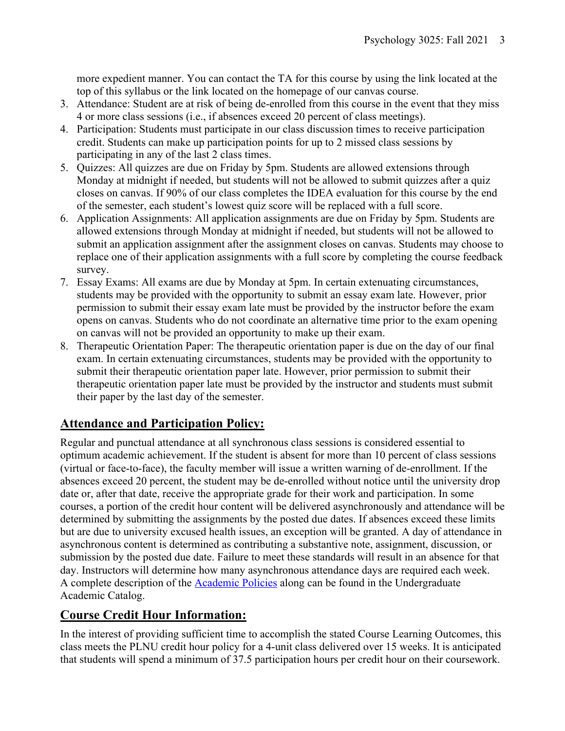more expedient manner. You can contact the TA for this course by using the link located at the top of this syllabus or the link located on the homepage of our canvas course.

3. Attendance: Student are at risk of being de-enrolled from this course in the event that they miss 4 or more class sessions (i.e., if absences exceed 20 percent of class meetings).
4. Participation: Students must participate in our class discussion times to receive participation credit. Students can make up participation points for up to 2 missed class sessions by participating in any of the last 2 class times.
5. Quizzes: All quizzes are due on Friday by 5pm. Students are allowed extensions through Monday at midnight if needed, but students will not be allowed to submit quizzes after a quiz closes on canvas. If 90% of our class completes the IDEA evaluation for this course by the end of the semester, each student's lowest quiz score will be replaced with a full score.
6. Application Assignments: All application assignments are due on Friday by 5pm. Students are allowed extensions through Monday at midnight if needed, but students will not be allowed to submit an application assignment after the assignment closes on canvas. Students may choose to replace one of their application assignments with a full score by completing the course feedback survey.
7. Essay Exams: All exams are due by Monday at 5pm. In certain extenuating circumstances, students may be provided with the opportunity to submit an essay exam late. However, prior permission to submit their essay exam late must be provided by the instructor before the exam opens on canvas. Students who do not coordinate an alternative time prior to the exam opening on canvas will not be provided an opportunity to make up their exam.
8. Therapeutic Orientation Paper: The therapeutic orientation paper is due on the day of our final exam. In certain extenuating circumstances, students may be provided with the opportunity to submit their therapeutic orientation paper late. However, prior permission to submit their therapeutic orientation paper late must be provided by the instructor and students must submit their paper by the last day of the semester.

## Attendance and Participation Policy:

Regular and punctual attendance at all synchronous class sessions is considered essential to optimum academic achievement. If the student is absent for more than 10 percent of class sessions (virtual or face-to-face), the faculty member will issue a written warning of de-enrollment. If the absences exceed 20 percent, the student may be de-enrolled without notice until the university drop date or, after that date, receive the appropriate grade for their work and participation. In some courses, a portion of the credit hour content will be delivered asynchronously and attendance will be determined by submitting the assignments by the posted due dates. If absences exceed these limits but are due to university excused health issues, an exception will be granted. A day of attendance in asynchronous content is determined as contributing a substantive note, assignment, discussion, or submission by the posted due date. Failure to meet these standards will result in an absence for that day. Instructors will determine how many asynchronous attendance days are required each week. A complete description of the Academic Policies along can be found in the Undergraduate Academic Catalog.

## Course Credit Hour Information:

In the interest of providing sufficient time to accomplish the stated Course Learning Outcomes, this class meets the PLNU credit hour policy for a 4-unit class delivered over 15 weeks. It is anticipated that students will spend a minimum of 37.5 participation hours per credit hour on their coursework.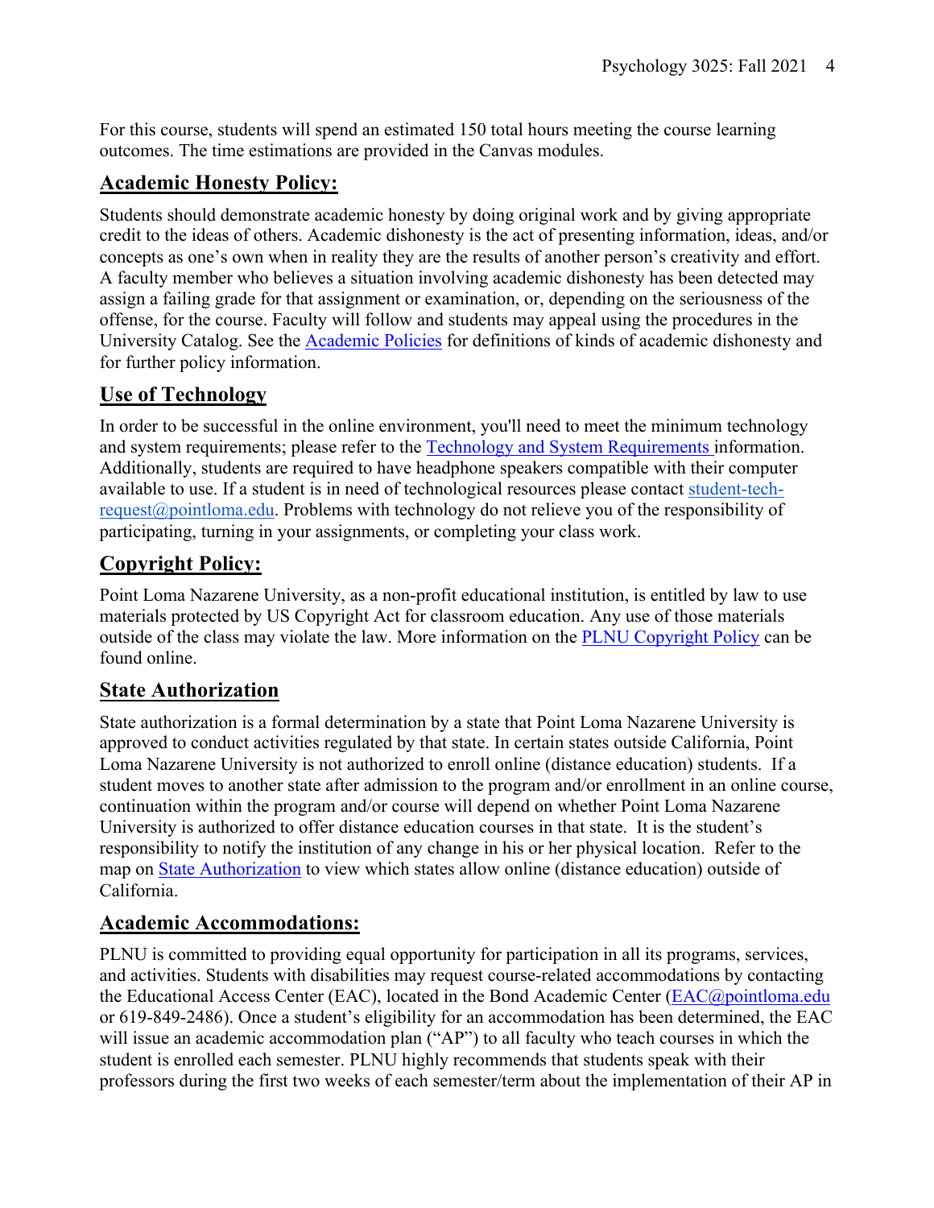For this course, students will spend an estimated 150 total hours meeting the course learning outcomes. The time estimations are provided in the Canvas modules.

## Academic Honesty Policy:

Students should demonstrate academic honesty by doing original work and by giving appropriate credit to the ideas of others. Academic dishonesty is the act of presenting information, ideas, and/or concepts as one's own when in reality they are the results of another person's creativity and effort. A faculty member who believes a situation involving academic dishonesty has been detected may assign a failing grade for that assignment or examination, or, depending on the seriousness of the offense, for the course. Faculty will follow and students may appeal using the procedures in the University Catalog. See the Academic Policies for definitions of kinds of academic dishonesty and for further policy information.

## Use of Technology

In order to be successful in the online environment, you'll need to meet the minimum technology and system requirements; please refer to the Technology and System Requirements information. Additionally, students are required to have headphone speakers compatible with their computer available to use. If a student is in need of technological resources please contact student-tech-request@pointloma.edu. Problems with technology do not relieve you of the responsibility of participating, turning in your assignments, or completing your class work.

## Copyright Policy:

Point Loma Nazarene University, as a non-profit educational institution, is entitled by law to use materials protected by US Copyright Act for classroom education. Any use of those materials outside of the class may violate the law. More information on the PLNU Copyright Policy can be found online.

## State Authorization

State authorization is a formal determination by a state that Point Loma Nazarene University is approved to conduct activities regulated by that state. In certain states outside California, Point Loma Nazarene University is not authorized to enroll online (distance education) students. If a student moves to another state after admission to the program and/or enrollment in an online course, continuation within the program and/or course will depend on whether Point Loma Nazarene University is authorized to offer distance education courses in that state. It is the student's responsibility to notify the institution of any change in his or her physical location. Refer to the map on State Authorization to view which states allow online (distance education) outside of California.

## Academic Accommodations:

PLNU is committed to providing equal opportunity for participation in all its programs, services, and activities. Students with disabilities may request course-related accommodations by contacting the Educational Access Center (EAC), located in the Bond Academic Center (EAC@pointloma.edu or 619-849-2486). Once a student's eligibility for an accommodation has been determined, the EAC will issue an academic accommodation plan ("AP") to all faculty who teach courses in which the student is enrolled each semester. PLNU highly recommends that students speak with their professors during the first two weeks of each semester/term about the implementation of their AP in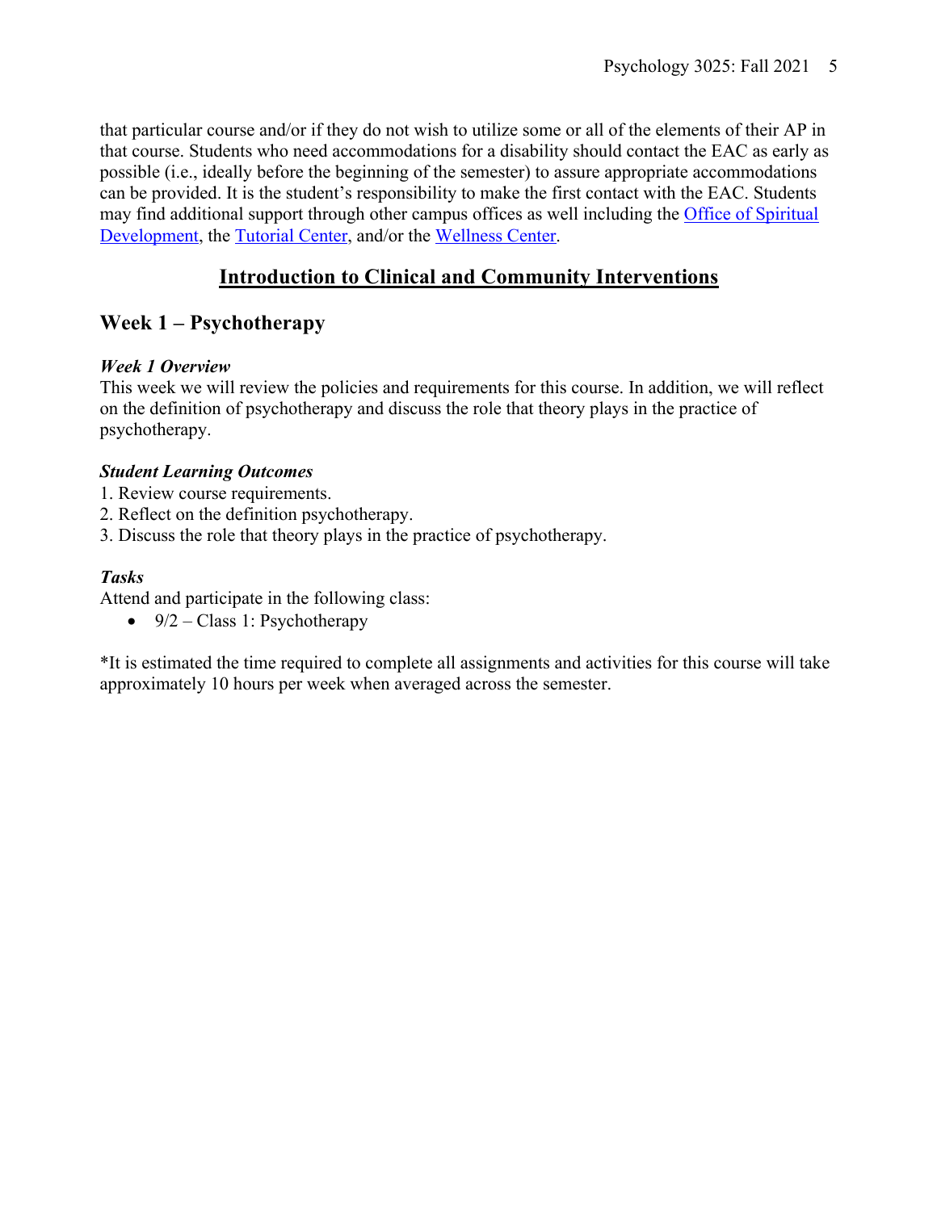that particular course and/or if they do not wish to utilize some or all of the elements of their AP in that course. Students who need accommodations for a disability should contact the EAC as early as possible (i.e., ideally before the beginning of the semester) to assure appropriate accommodations can be provided. It is the student's responsibility to make the first contact with the EAC. Students may find additional support through other campus offices as well including the Office of Spiritual Development, the Tutorial Center, and/or the Wellness Center.

# Introduction to Clinical and Community Interventions

## Week 1 – Psychotherapy

### *Week 1 Overview*

This week we will review the policies and requirements for this course. In addition, we will reflect on the definition of psychotherapy and discuss the role that theory plays in the practice of psychotherapy.

### *Student Learning Outcomes*

1. Review course requirements.
2. Reflect on the definition psychotherapy.
3. Discuss the role that theory plays in the practice of psychotherapy.

### *Tasks*

Attend and participate in the following class:

- 9/2 – Class 1: Psychotherapy

*It is estimated the time required to complete all assignments and activities for this course will take approximately 10 hours per week when averaged across the semester.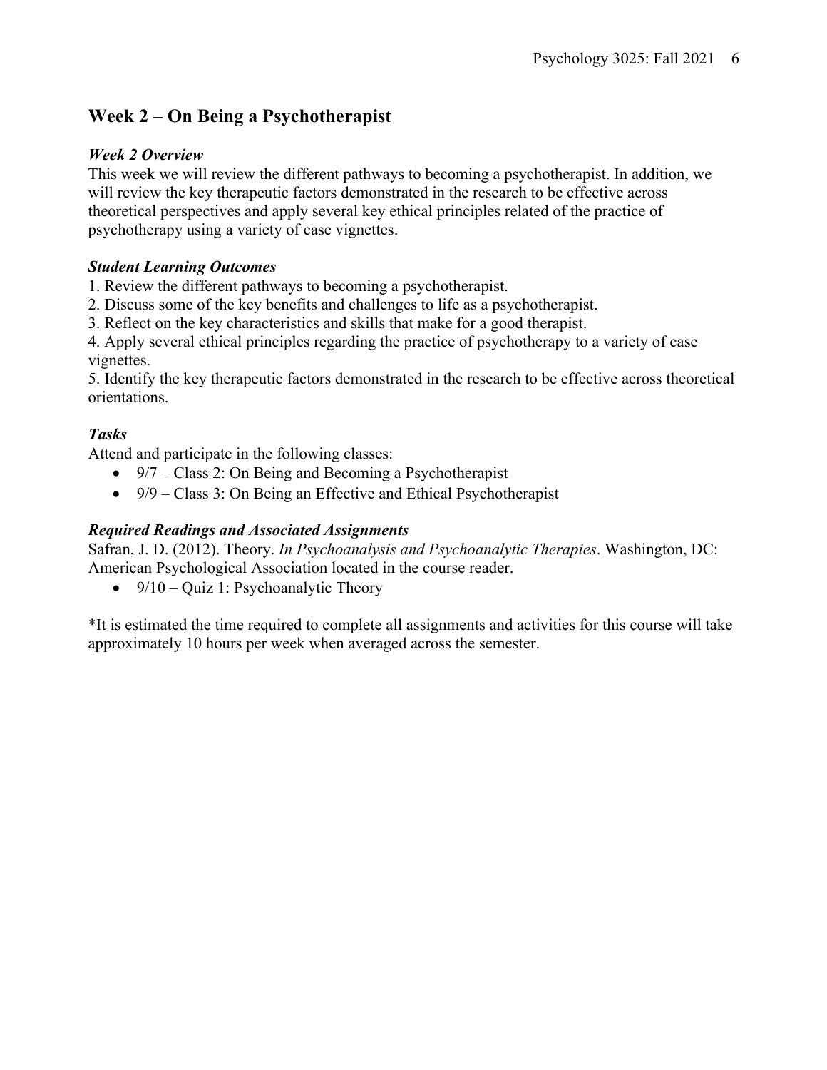## Week 2 – On Being a Psychotherapist

### *Week 2 Overview*

This week we will review the different pathways to becoming a psychotherapist. In addition, we will review the key therapeutic factors demonstrated in the research to be effective across theoretical perspectives and apply several key ethical principles related of the practice of psychotherapy using a variety of case vignettes.

### *Student Learning Outcomes*

1. Review the different pathways to becoming a psychotherapist.
2. Discuss some of the key benefits and challenges to life as a psychotherapist.
3. Reflect on the key characteristics and skills that make for a good therapist.
4. Apply several ethical principles regarding the practice of psychotherapy to a variety of case vignettes.
5. Identify the key therapeutic factors demonstrated in the research to be effective across theoretical orientations.

### *Tasks*

Attend and participate in the following classes:

- 9/7 – Class 2: On Being and Becoming a Psychotherapist
- 9/9 – Class 3: On Being an Effective and Ethical Psychotherapist

### *Required Readings and Associated Assignments*

Safran, J. D. (2012). Theory. *In Psychoanalysis and Psychoanalytic Therapies*. Washington, DC: American Psychological Association located in the course reader.

- 9/10 – Quiz 1: Psychoanalytic Theory

*It is estimated the time required to complete all assignments and activities for this course will take approximately 10 hours per week when averaged across the semester.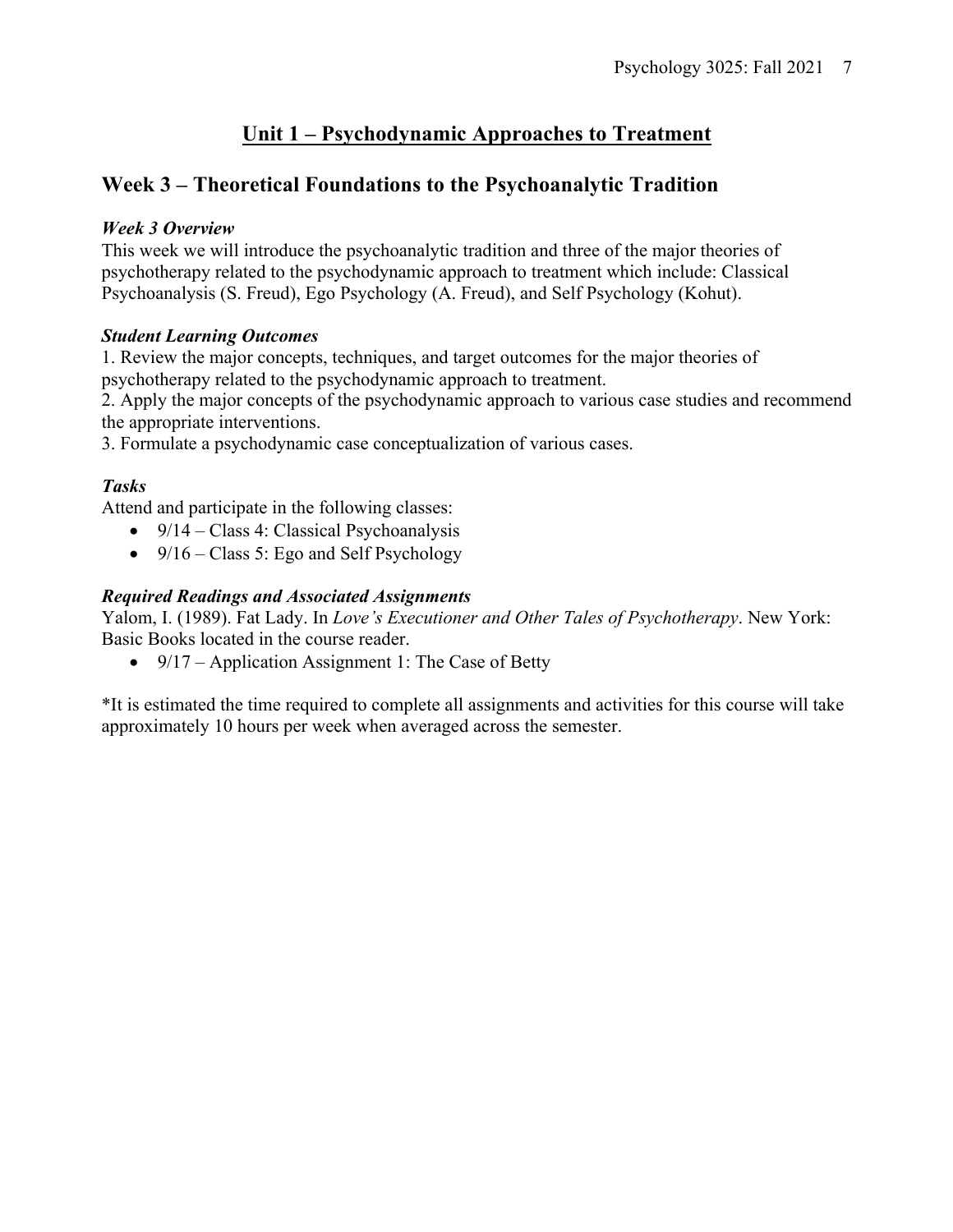# Unit 1 – Psychodynamic Approaches to Treatment

## Week 3 – Theoretical Foundations to the Psychoanalytic Tradition

### *Week 3 Overview*

This week we will introduce the psychoanalytic tradition and three of the major theories of psychotherapy related to the psychodynamic approach to treatment which include: Classical Psychoanalysis (S. Freud), Ego Psychology (A. Freud), and Self Psychology (Kohut).

### *Student Learning Outcomes*

1. Review the major concepts, techniques, and target outcomes for the major theories of psychotherapy related to the psychodynamic approach to treatment.
2. Apply the major concepts of the psychodynamic approach to various case studies and recommend the appropriate interventions.
3. Formulate a psychodynamic case conceptualization of various cases.

### *Tasks*

Attend and participate in the following classes:

- 9/14 – Class 4: Classical Psychoanalysis
- 9/16 – Class 5: Ego and Self Psychology

### *Required Readings and Associated Assignments*

Yalom, I. (1989). Fat Lady. In *Love's Executioner and Other Tales of Psychotherapy*. New York: Basic Books located in the course reader.

- 9/17 – Application Assignment 1: The Case of Betty

*It is estimated the time required to complete all assignments and activities for this course will take approximately 10 hours per week when averaged across the semester.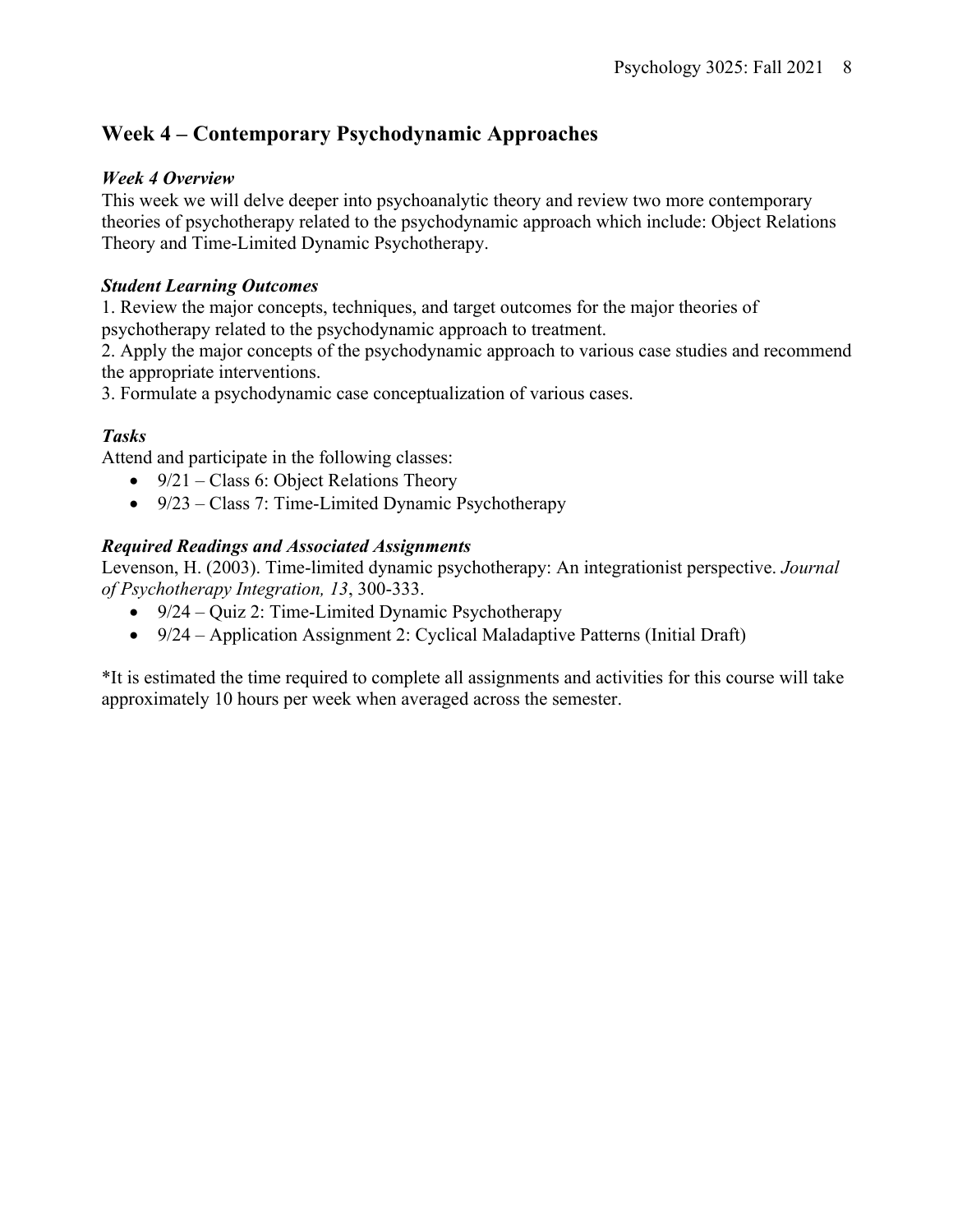## Week 4 – Contemporary Psychodynamic Approaches

### *Week 4 Overview*

This week we will delve deeper into psychoanalytic theory and review two more contemporary theories of psychotherapy related to the psychodynamic approach which include: Object Relations Theory and Time-Limited Dynamic Psychotherapy.

### *Student Learning Outcomes*

1. Review the major concepts, techniques, and target outcomes for the major theories of psychotherapy related to the psychodynamic approach to treatment.
2. Apply the major concepts of the psychodynamic approach to various case studies and recommend the appropriate interventions.
3. Formulate a psychodynamic case conceptualization of various cases.

### *Tasks*

Attend and participate in the following classes:

- 9/21 – Class 6: Object Relations Theory
- 9/23 – Class 7: Time-Limited Dynamic Psychotherapy

### *Required Readings and Associated Assignments*

Levenson, H. (2003). Time-limited dynamic psychotherapy: An integrationist perspective. *Journal of Psychotherapy Integration, 13*, 300-333.

- 9/24 – Quiz 2: Time-Limited Dynamic Psychotherapy
- 9/24 – Application Assignment 2: Cyclical Maladaptive Patterns (Initial Draft)

*It is estimated the time required to complete all assignments and activities for this course will take approximately 10 hours per week when averaged across the semester.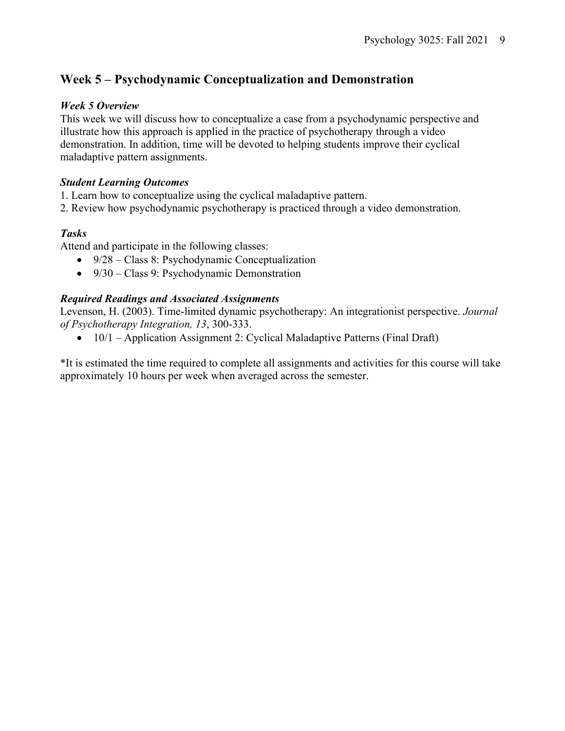## Week 5 – Psychodynamic Conceptualization and Demonstration

### *Week 5 Overview*

This week we will discuss how to conceptualize a case from a psychodynamic perspective and illustrate how this approach is applied in the practice of psychotherapy through a video demonstration. In addition, time will be devoted to helping students improve their cyclical maladaptive pattern assignments.

### *Student Learning Outcomes*

1. Learn how to conceptualize using the cyclical maladaptive pattern.
2. Review how psychodynamic psychotherapy is practiced through a video demonstration.

### *Tasks*

Attend and participate in the following classes:

- 9/28 – Class 8: Psychodynamic Conceptualization
- 9/30 – Class 9: Psychodynamic Demonstration

### *Required Readings and Associated Assignments*

Levenson, H. (2003). Time-limited dynamic psychotherapy: An integrationist perspective. *Journal of Psychotherapy Integration, 13*, 300-333.

- 10/1 – Application Assignment 2: Cyclical Maladaptive Patterns (Final Draft)

*It is estimated the time required to complete all assignments and activities for this course will take approximately 10 hours per week when averaged across the semester.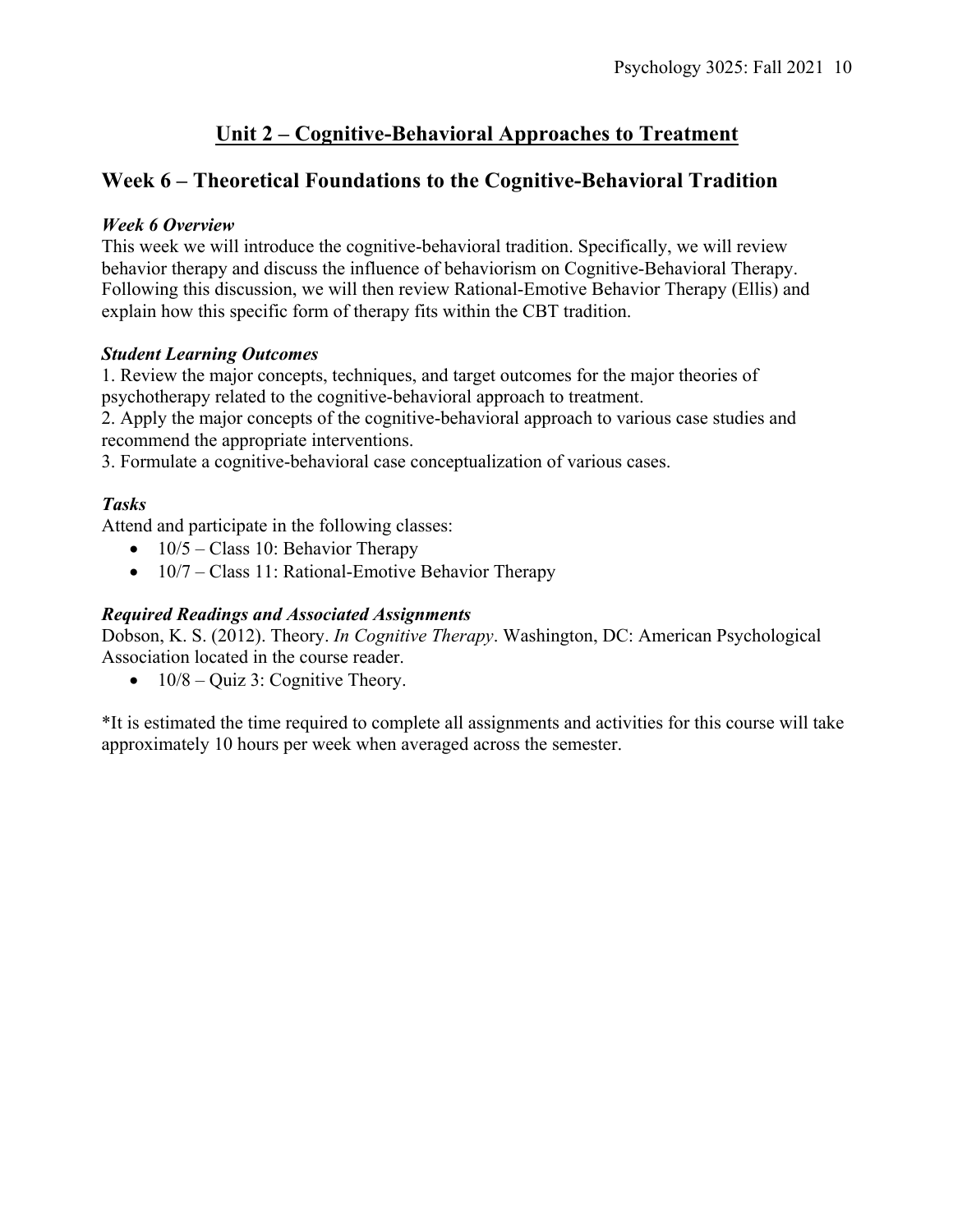# Unit 2 – Cognitive-Behavioral Approaches to Treatment

## Week 6 – Theoretical Foundations to the Cognitive-Behavioral Tradition

***Week 6 Overview***

This week we will introduce the cognitive-behavioral tradition. Specifically, we will review behavior therapy and discuss the influence of behaviorism on Cognitive-Behavioral Therapy. Following this discussion, we will then review Rational-Emotive Behavior Therapy (Ellis) and explain how this specific form of therapy fits within the CBT tradition.

***Student Learning Outcomes***

1. Review the major concepts, techniques, and target outcomes for the major theories of psychotherapy related to the cognitive-behavioral approach to treatment.
2. Apply the major concepts of the cognitive-behavioral approach to various case studies and recommend the appropriate interventions.
3. Formulate a cognitive-behavioral case conceptualization of various cases.

***Tasks***

Attend and participate in the following classes:

- 10/5 – Class 10: Behavior Therapy
- 10/7 – Class 11: Rational-Emotive Behavior Therapy

***Required Readings and Associated Assignments***

Dobson, K. S. (2012). Theory. *In Cognitive Therapy*. Washington, DC: American Psychological Association located in the course reader.

- 10/8 – Quiz 3: Cognitive Theory.

*It is estimated the time required to complete all assignments and activities for this course will take approximately 10 hours per week when averaged across the semester.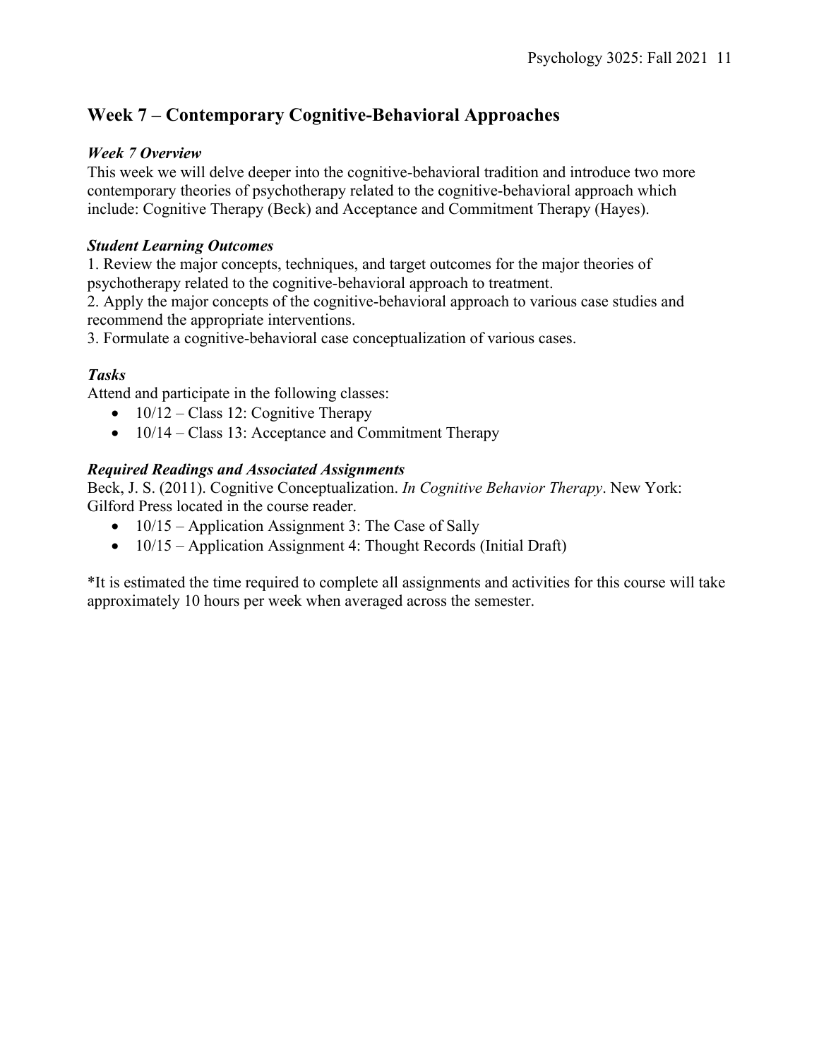## Week 7 – Contemporary Cognitive-Behavioral Approaches

### *Week 7 Overview*

This week we will delve deeper into the cognitive-behavioral tradition and introduce two more contemporary theories of psychotherapy related to the cognitive-behavioral approach which include: Cognitive Therapy (Beck) and Acceptance and Commitment Therapy (Hayes).

### *Student Learning Outcomes*

1. Review the major concepts, techniques, and target outcomes for the major theories of psychotherapy related to the cognitive-behavioral approach to treatment.
2. Apply the major concepts of the cognitive-behavioral approach to various case studies and recommend the appropriate interventions.
3. Formulate a cognitive-behavioral case conceptualization of various cases.

### *Tasks*

Attend and participate in the following classes:

- 10/12 – Class 12: Cognitive Therapy
- 10/14 – Class 13: Acceptance and Commitment Therapy

### *Required Readings and Associated Assignments*

Beck, J. S. (2011). Cognitive Conceptualization. *In Cognitive Behavior Therapy*. New York: Gilford Press located in the course reader.

- 10/15 – Application Assignment 3: The Case of Sally
- 10/15 – Application Assignment 4: Thought Records (Initial Draft)

*It is estimated the time required to complete all assignments and activities for this course will take approximately 10 hours per week when averaged across the semester.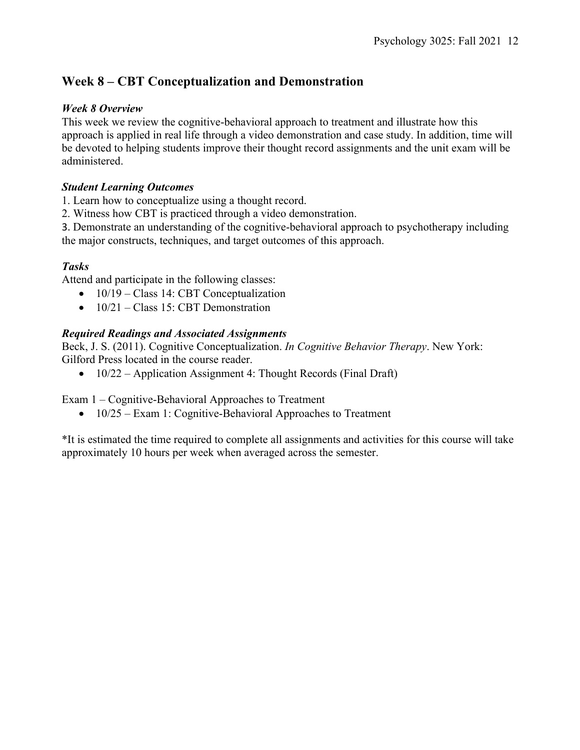## Week 8 – CBT Conceptualization and Demonstration

### *Week 8 Overview*

This week we review the cognitive-behavioral approach to treatment and illustrate how this approach is applied in real life through a video demonstration and case study. In addition, time will be devoted to helping students improve their thought record assignments and the unit exam will be administered.

### *Student Learning Outcomes*

1. Learn how to conceptualize using a thought record.
2. Witness how CBT is practiced through a video demonstration.
3. Demonstrate an understanding of the cognitive-behavioral approach to psychotherapy including the major constructs, techniques, and target outcomes of this approach.

### *Tasks*

Attend and participate in the following classes:

- 10/19 – Class 14: CBT Conceptualization
- 10/21 – Class 15: CBT Demonstration

### *Required Readings and Associated Assignments*

Beck, J. S. (2011). Cognitive Conceptualization. *In Cognitive Behavior Therapy*. New York: Gilford Press located in the course reader.

- 10/22 – Application Assignment 4: Thought Records (Final Draft)

Exam 1 – Cognitive-Behavioral Approaches to Treatment

- 10/25 – Exam 1: Cognitive-Behavioral Approaches to Treatment

*It is estimated the time required to complete all assignments and activities for this course will take approximately 10 hours per week when averaged across the semester.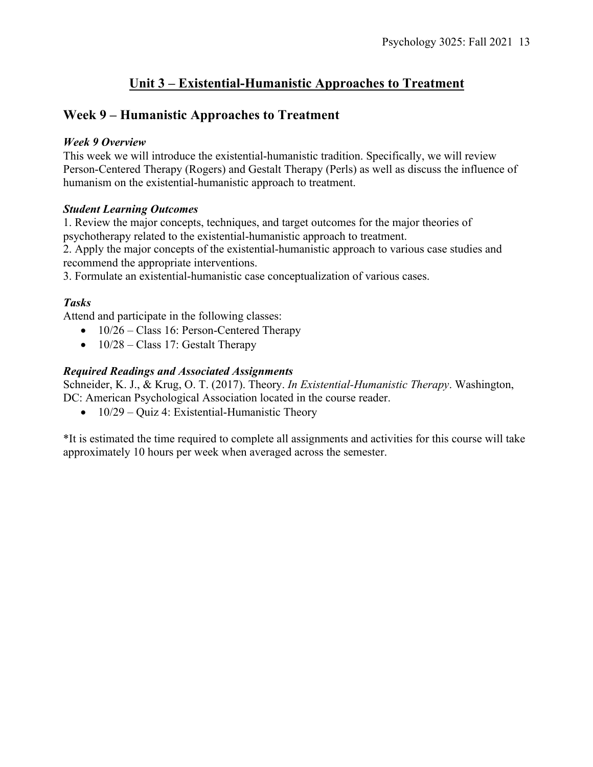# Unit 3 – Existential-Humanistic Approaches to Treatment

## Week 9 – Humanistic Approaches to Treatment

### *Week 9 Overview*

This week we will introduce the existential-humanistic tradition. Specifically, we will review Person-Centered Therapy (Rogers) and Gestalt Therapy (Perls) as well as discuss the influence of humanism on the existential-humanistic approach to treatment.

### *Student Learning Outcomes*

1. Review the major concepts, techniques, and target outcomes for the major theories of psychotherapy related to the existential-humanistic approach to treatment.
2. Apply the major concepts of the existential-humanistic approach to various case studies and recommend the appropriate interventions.
3. Formulate an existential-humanistic case conceptualization of various cases.

### *Tasks*

Attend and participate in the following classes:

- 10/26 – Class 16: Person-Centered Therapy
- 10/28 – Class 17: Gestalt Therapy

### *Required Readings and Associated Assignments*

Schneider, K. J., & Krug, O. T. (2017). Theory. *In Existential-Humanistic Therapy*. Washington, DC: American Psychological Association located in the course reader.

- 10/29 – Quiz 4: Existential-Humanistic Theory

*It is estimated the time required to complete all assignments and activities for this course will take approximately 10 hours per week when averaged across the semester.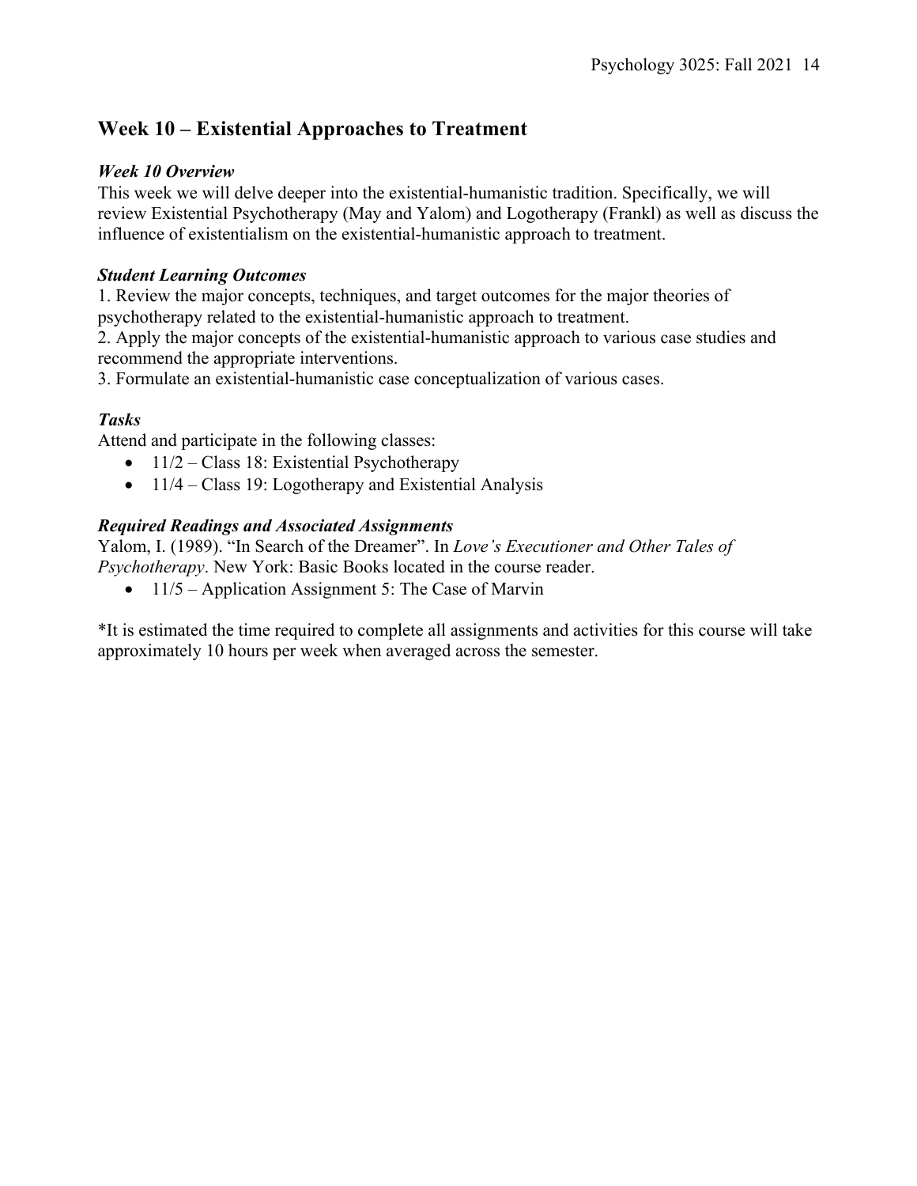## Week 10 – Existential Approaches to Treatment

### *Week 10 Overview*

This week we will delve deeper into the existential-humanistic tradition. Specifically, we will review Existential Psychotherapy (May and Yalom) and Logotherapy (Frankl) as well as discuss the influence of existentialism on the existential-humanistic approach to treatment.

### *Student Learning Outcomes*

1. Review the major concepts, techniques, and target outcomes for the major theories of psychotherapy related to the existential-humanistic approach to treatment.
2. Apply the major concepts of the existential-humanistic approach to various case studies and recommend the appropriate interventions.
3. Formulate an existential-humanistic case conceptualization of various cases.

### *Tasks*

Attend and participate in the following classes:

- 11/2 – Class 18: Existential Psychotherapy
- 11/4 – Class 19: Logotherapy and Existential Analysis

### *Required Readings and Associated Assignments*

Yalom, I. (1989). "In Search of the Dreamer". In *Love's Executioner and Other Tales of Psychotherapy*. New York: Basic Books located in the course reader.

- 11/5 – Application Assignment 5: The Case of Marvin

*It is estimated the time required to complete all assignments and activities for this course will take approximately 10 hours per week when averaged across the semester.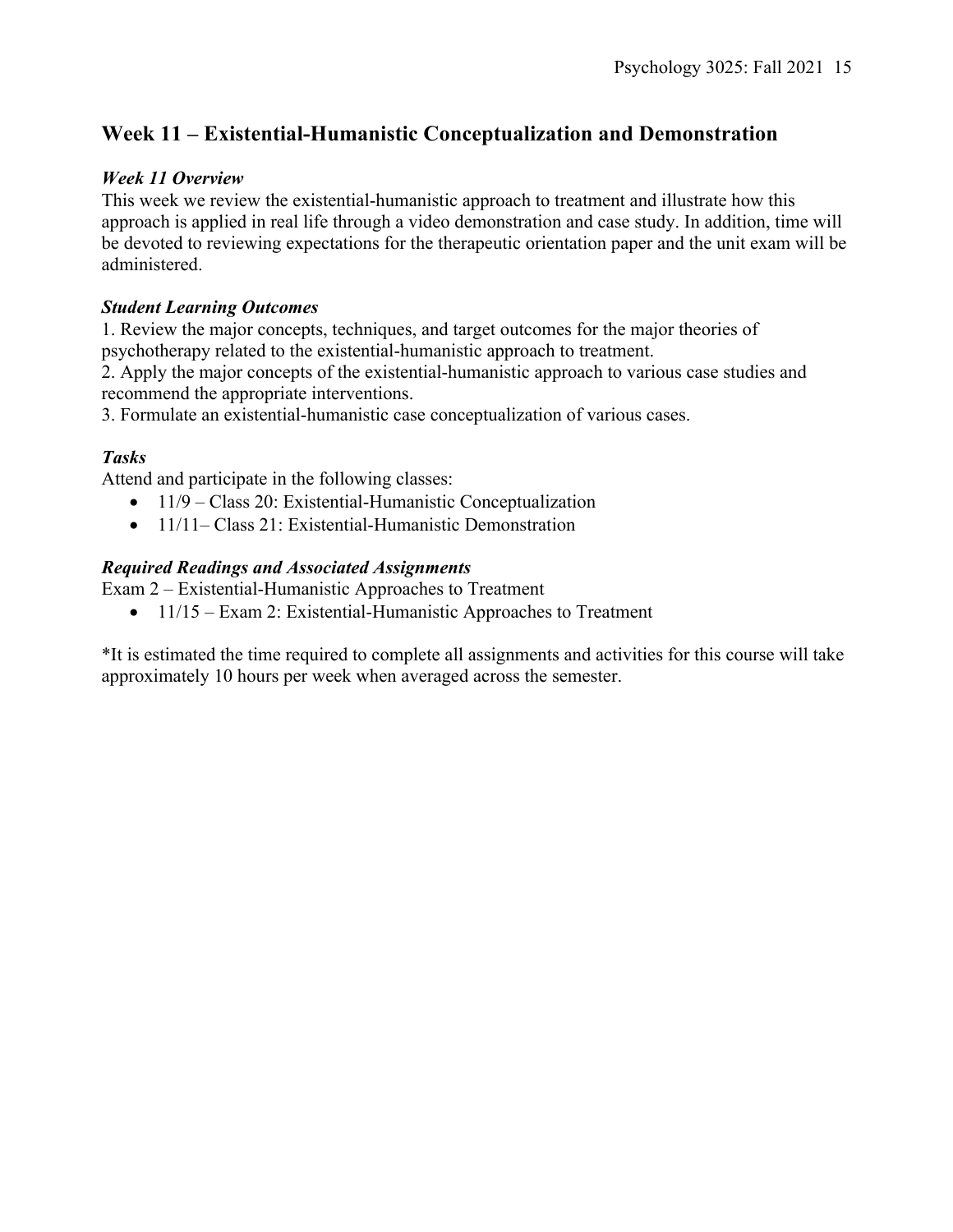## Week 11 – Existential-Humanistic Conceptualization and Demonstration

***Week 11 Overview***

This week we review the existential-humanistic approach to treatment and illustrate how this approach is applied in real life through a video demonstration and case study. In addition, time will be devoted to reviewing expectations for the therapeutic orientation paper and the unit exam will be administered.

***Student Learning Outcomes***

1. Review the major concepts, techniques, and target outcomes for the major theories of psychotherapy related to the existential-humanistic approach to treatment.
2. Apply the major concepts of the existential-humanistic approach to various case studies and recommend the appropriate interventions.
3. Formulate an existential-humanistic case conceptualization of various cases.

***Tasks***

Attend and participate in the following classes:

- 11/9 – Class 20: Existential-Humanistic Conceptualization
- 11/11– Class 21: Existential-Humanistic Demonstration

***Required Readings and Associated Assignments***

Exam 2 – Existential-Humanistic Approaches to Treatment

- 11/15 – Exam 2: Existential-Humanistic Approaches to Treatment

*It is estimated the time required to complete all assignments and activities for this course will take approximately 10 hours per week when averaged across the semester.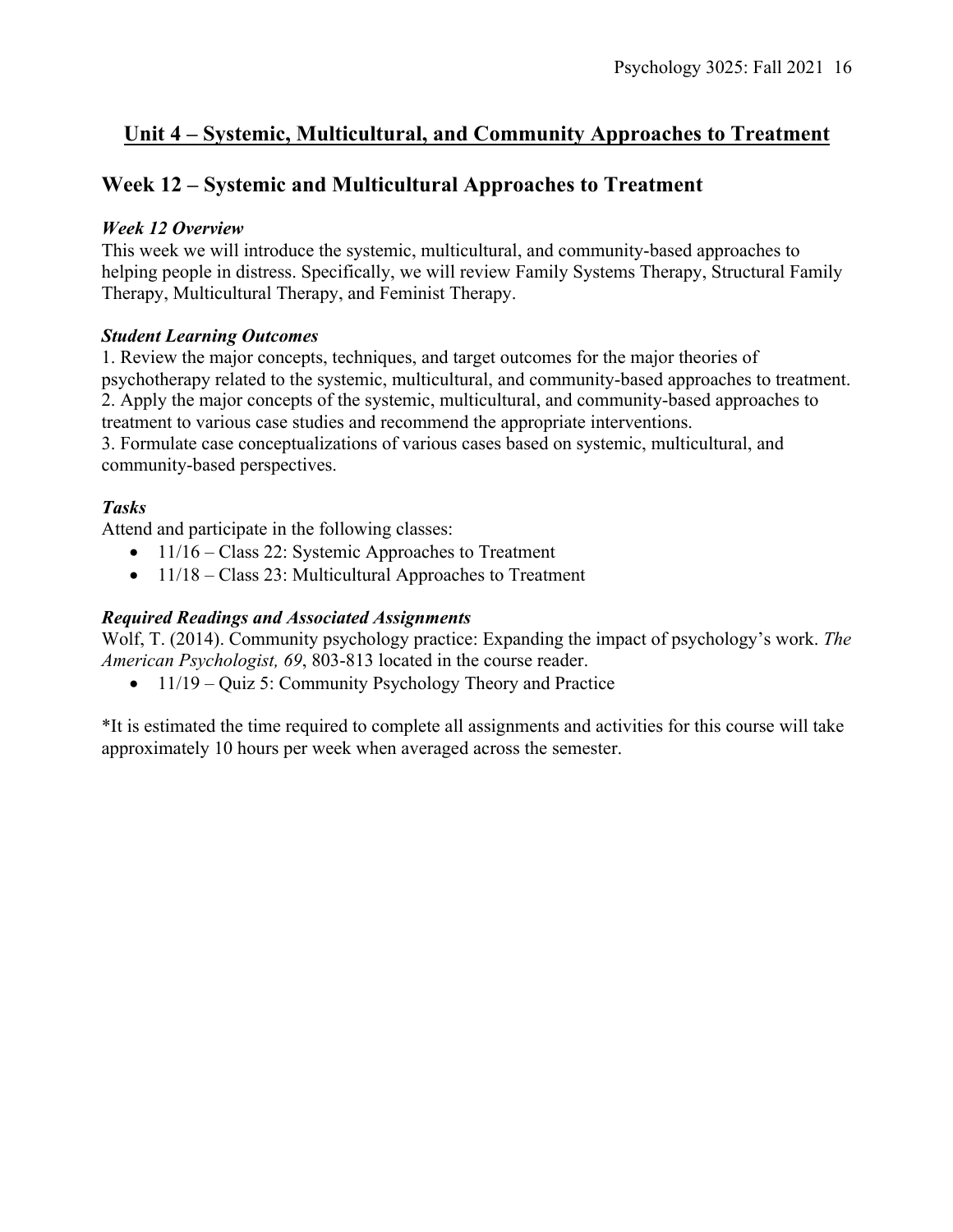## Unit 4 – Systemic, Multicultural, and Community Approaches to Treatment

## Week 12 – Systemic and Multicultural Approaches to Treatment

### *Week 12 Overview*

This week we will introduce the systemic, multicultural, and community-based approaches to helping people in distress. Specifically, we will review Family Systems Therapy, Structural Family Therapy, Multicultural Therapy, and Feminist Therapy.

### *Student Learning Outcomes*

1. Review the major concepts, techniques, and target outcomes for the major theories of psychotherapy related to the systemic, multicultural, and community-based approaches to treatment.
2. Apply the major concepts of the systemic, multicultural, and community-based approaches to treatment to various case studies and recommend the appropriate interventions.
3. Formulate case conceptualizations of various cases based on systemic, multicultural, and community-based perspectives.

### *Tasks*

Attend and participate in the following classes:

- 11/16 – Class 22: Systemic Approaches to Treatment
- 11/18 – Class 23: Multicultural Approaches to Treatment

### *Required Readings and Associated Assignments*

Wolf, T. (2014). Community psychology practice: Expanding the impact of psychology's work. *The American Psychologist, 69*, 803-813 located in the course reader.

- 11/19 – Quiz 5: Community Psychology Theory and Practice

*It is estimated the time required to complete all assignments and activities for this course will take approximately 10 hours per week when averaged across the semester.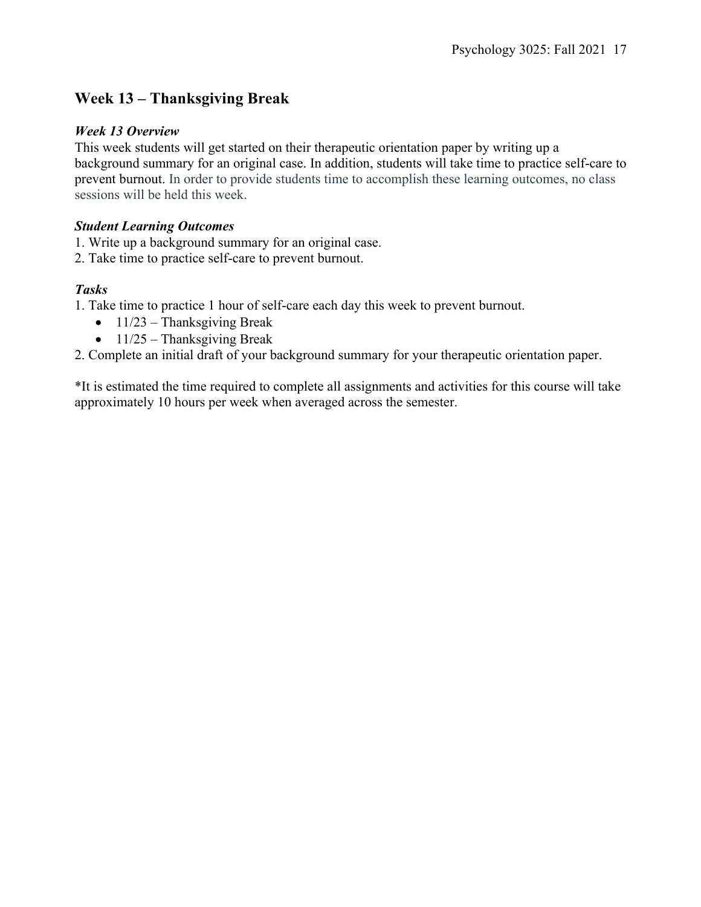## Week 13 – Thanksgiving Break

### *Week 13 Overview*

This week students will get started on their therapeutic orientation paper by writing up a background summary for an original case. In addition, students will take time to practice self-care to prevent burnout. In order to provide students time to accomplish these learning outcomes, no class sessions will be held this week.

### *Student Learning Outcomes*

1. Write up a background summary for an original case.
2. Take time to practice self-care to prevent burnout.

### *Tasks*

1. Take time to practice 1 hour of self-care each day this week to prevent burnout.
   - 11/23 – Thanksgiving Break
   - 11/25 – Thanksgiving Break
2. Complete an initial draft of your background summary for your therapeutic orientation paper.

*It is estimated the time required to complete all assignments and activities for this course will take approximately 10 hours per week when averaged across the semester.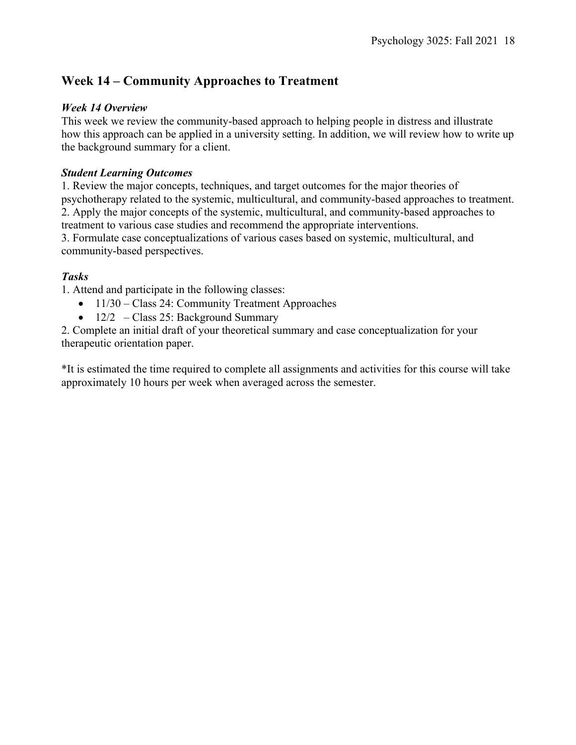## Week 14 – Community Approaches to Treatment

### *Week 14 Overview*

This week we review the community-based approach to helping people in distress and illustrate how this approach can be applied in a university setting. In addition, we will review how to write up the background summary for a client.

### *Student Learning Outcomes*

1. Review the major concepts, techniques, and target outcomes for the major theories of psychotherapy related to the systemic, multicultural, and community-based approaches to treatment.
2. Apply the major concepts of the systemic, multicultural, and community-based approaches to treatment to various case studies and recommend the appropriate interventions.
3. Formulate case conceptualizations of various cases based on systemic, multicultural, and community-based perspectives.

### *Tasks*

1. Attend and participate in the following classes:
   - 11/30 – Class 24: Community Treatment Approaches
   - 12/2 – Class 25: Background Summary
2. Complete an initial draft of your theoretical summary and case conceptualization for your therapeutic orientation paper.

*It is estimated the time required to complete all assignments and activities for this course will take approximately 10 hours per week when averaged across the semester.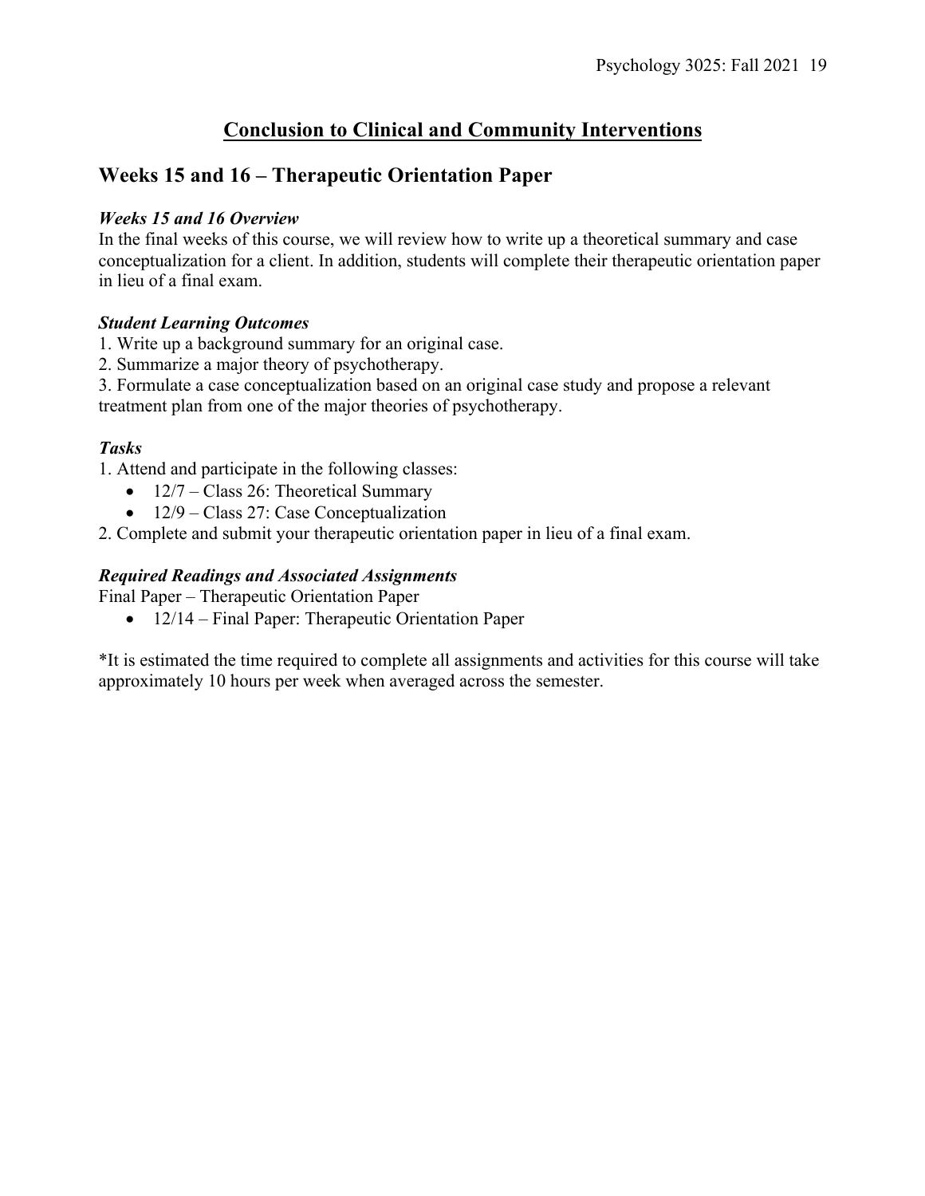# Conclusion to Clinical and Community Interventions

## Weeks 15 and 16 – Therapeutic Orientation Paper

### *Weeks 15 and 16 Overview*

In the final weeks of this course, we will review how to write up a theoretical summary and case conceptualization for a client. In addition, students will complete their therapeutic orientation paper in lieu of a final exam.

### *Student Learning Outcomes*

1. Write up a background summary for an original case.
2. Summarize a major theory of psychotherapy.
3. Formulate a case conceptualization based on an original case study and propose a relevant treatment plan from one of the major theories of psychotherapy.

### *Tasks*

1. Attend and participate in the following classes:
    - 12/7 – Class 26: Theoretical Summary
    - 12/9 – Class 27: Case Conceptualization
2. Complete and submit your therapeutic orientation paper in lieu of a final exam.

### *Required Readings and Associated Assignments*

Final Paper – Therapeutic Orientation Paper

- 12/14 – Final Paper: Therapeutic Orientation Paper

*It is estimated the time required to complete all assignments and activities for this course will take approximately 10 hours per week when averaged across the semester.